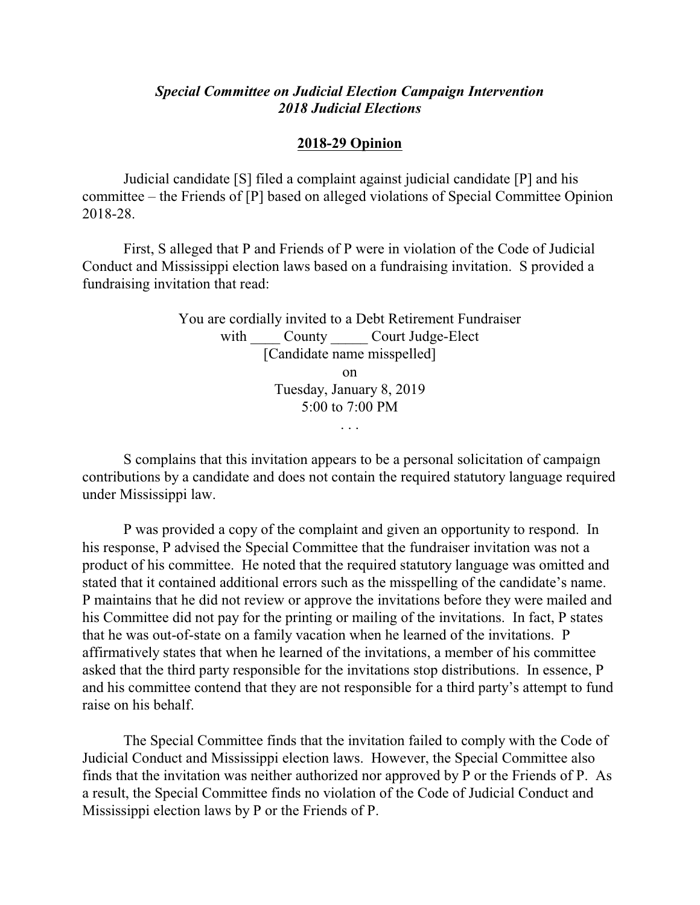*Special Committee on Judicial Election Campaign Intervention*
*2018 Judicial Elections*

**2018-29 Opinion**

Judicial candidate [S] filed a complaint against judicial candidate [P] and his committee – the Friends of [P] based on alleged violations of Special Committee Opinion 2018-28.

First, S alleged that P and Friends of P were in violation of the Code of Judicial Conduct and Mississippi election laws based on a fundraising invitation. S provided a fundraising invitation that read:

> You are cordially invited to a Debt Retirement Fundraiser
> with ____ County _____ Court Judge-Elect
> [Candidate name misspelled]
> on
> Tuesday, January 8, 2019
> 5:00 to 7:00 PM
> . . .

S complains that this invitation appears to be a personal solicitation of campaign contributions by a candidate and does not contain the required statutory language required under Mississippi law.

P was provided a copy of the complaint and given an opportunity to respond. In his response, P advised the Special Committee that the fundraiser invitation was not a product of his committee. He noted that the required statutory language was omitted and stated that it contained additional errors such as the misspelling of the candidate's name. P maintains that he did not review or approve the invitations before they were mailed and his Committee did not pay for the printing or mailing of the invitations. In fact, P states that he was out-of-state on a family vacation when he learned of the invitations. P affirmatively states that when he learned of the invitations, a member of his committee asked that the third party responsible for the invitations stop distributions. In essence, P and his committee contend that they are not responsible for a third party's attempt to fund raise on his behalf.

The Special Committee finds that the invitation failed to comply with the Code of Judicial Conduct and Mississippi election laws. However, the Special Committee also finds that the invitation was neither authorized nor approved by P or the Friends of P. As a result, the Special Committee finds no violation of the Code of Judicial Conduct and Mississippi election laws by P or the Friends of P.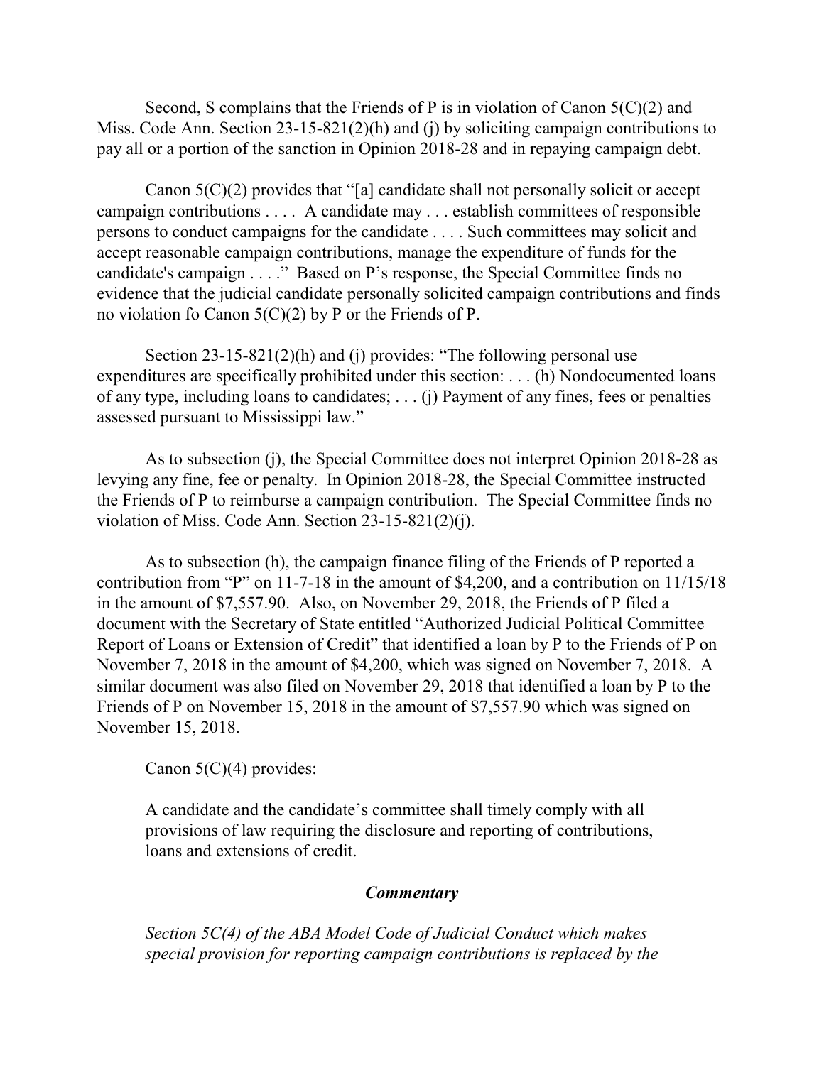Second, S complains that the Friends of P is in violation of Canon 5(C)(2) and Miss. Code Ann. Section 23-15-821(2)(h) and (j) by soliciting campaign contributions to pay all or a portion of the sanction in Opinion 2018-28 and in repaying campaign debt.

Canon 5(C)(2) provides that "[a] candidate shall not personally solicit or accept campaign contributions . . . . A candidate may . . . establish committees of responsible persons to conduct campaigns for the candidate . . . . Such committees may solicit and accept reasonable campaign contributions, manage the expenditure of funds for the candidate's campaign . . . ." Based on P's response, the Special Committee finds no evidence that the judicial candidate personally solicited campaign contributions and finds no violation fo Canon 5(C)(2) by P or the Friends of P.

Section 23-15-821(2)(h) and (j) provides: "The following personal use expenditures are specifically prohibited under this section: . . . (h) Nondocumented loans of any type, including loans to candidates; . . . (j) Payment of any fines, fees or penalties assessed pursuant to Mississippi law."

As to subsection (j), the Special Committee does not interpret Opinion 2018-28 as levying any fine, fee or penalty. In Opinion 2018-28, the Special Committee instructed the Friends of P to reimburse a campaign contribution. The Special Committee finds no violation of Miss. Code Ann. Section 23-15-821(2)(j).

As to subsection (h), the campaign finance filing of the Friends of P reported a contribution from "P" on 11-7-18 in the amount of $4,200, and a contribution on 11/15/18 in the amount of $7,557.90. Also, on November 29, 2018, the Friends of P filed a document with the Secretary of State entitled "Authorized Judicial Political Committee Report of Loans or Extension of Credit" that identified a loan by P to the Friends of P on November 7, 2018 in the amount of $4,200, which was signed on November 7, 2018. A similar document was also filed on November 29, 2018 that identified a loan by P to the Friends of P on November 15, 2018 in the amount of $7,557.90 which was signed on November 15, 2018.

Canon 5(C)(4) provides:

> A candidate and the candidate's committee shall timely comply with all provisions of law requiring the disclosure and reporting of contributions, loans and extensions of credit.
>
> ***Commentary***
>
> *Section 5C(4) of the ABA Model Code of Judicial Conduct which makes special provision for reporting campaign contributions is replaced by the*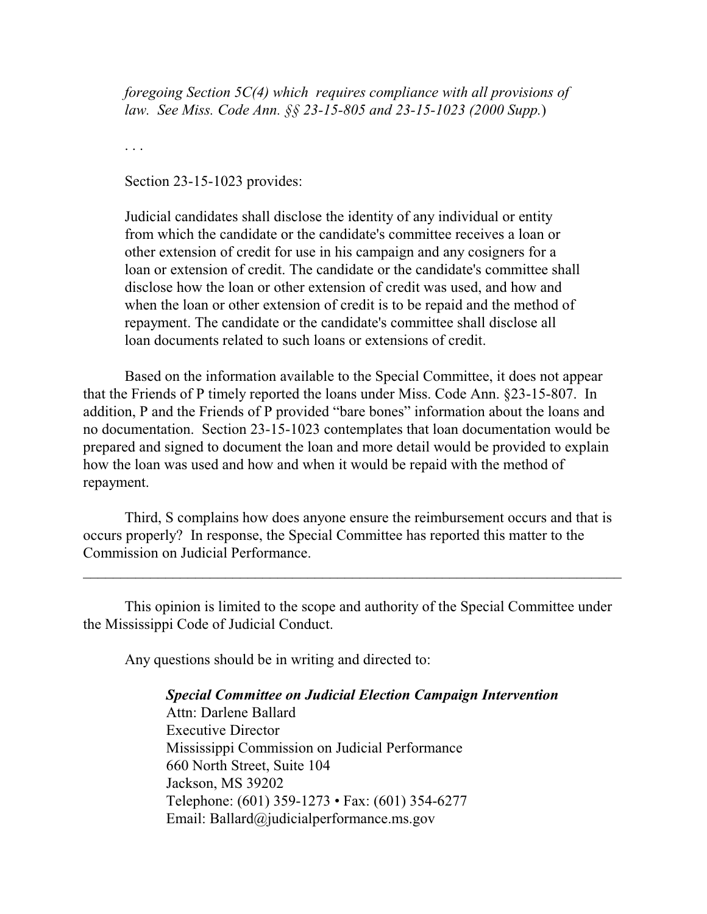*foregoing Section 5C(4) which requires compliance with all provisions of law. See Miss. Code Ann. §§ 23-15-805 and 23-15-1023 (2000 Supp.*)

. . .

Section 23-15-1023 provides:

Judicial candidates shall disclose the identity of any individual or entity from which the candidate or the candidate's committee receives a loan or other extension of credit for use in his campaign and any cosigners for a loan or extension of credit. The candidate or the candidate's committee shall disclose how the loan or other extension of credit was used, and how and when the loan or other extension of credit is to be repaid and the method of repayment. The candidate or the candidate's committee shall disclose all loan documents related to such loans or extensions of credit.

Based on the information available to the Special Committee, it does not appear that the Friends of P timely reported the loans under Miss. Code Ann. §23-15-807. In addition, P and the Friends of P provided "bare bones" information about the loans and no documentation. Section 23-15-1023 contemplates that loan documentation would be prepared and signed to document the loan and more detail would be provided to explain how the loan was used and how and when it would be repaid with the method of repayment.

Third, S complains how does anyone ensure the reimbursement occurs and that is occurs properly? In response, the Special Committee has reported this matter to the Commission on Judicial Performance.

---

This opinion is limited to the scope and authority of the Special Committee under the Mississippi Code of Judicial Conduct.

Any questions should be in writing and directed to:

***Special Committee on Judicial Election Campaign Intervention***
Attn: Darlene Ballard
Executive Director
Mississippi Commission on Judicial Performance
660 North Street, Suite 104
Jackson, MS 39202
Telephone: (601) 359-1273 • Fax: (601) 354-6277
Email: Ballard@judicialperformance.ms.gov